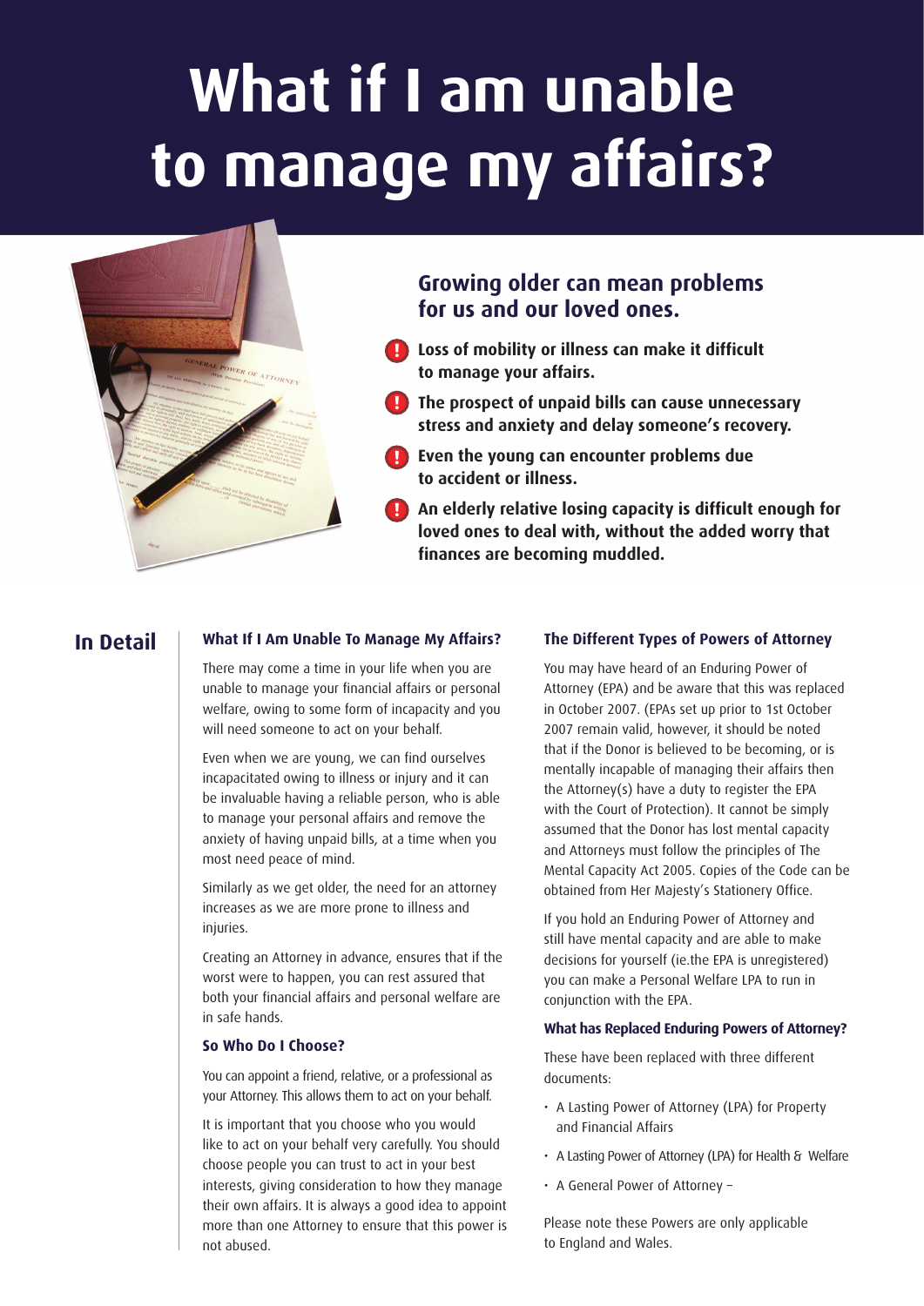# What if I am unable to manage my affairs?

## Growing older can mean problems for us and our loved ones.

- **Loss of mobility or illness can make it difficult to manage your affairs.**
- **The prospect of unpaid bills can cause unnecessary stress and anxiety and delay someone's recovery.**
- **Even the young can encounter problems due to accident or illness.**
- **An elderly relative losing capacity is difficult enough for loved ones to deal with, without the added worry that finances are becoming muddled.**

## In Detail

### What If I Am Unable To Manage My Affairs?

There may come a time in your life when you are unable to manage your financial affairs or personal welfare, owing to some form of incapacity and you will need someone to act on your behalf.

Even when we are young, we can find ourselves incapacitated owing to illness or injury and it can be invaluable having a reliable person, who is able to manage your personal affairs and remove the anxiety of having unpaid bills, at a time when you most need peace of mind.

Similarly as we get older, the need for an attorney increases as we are more prone to illness and injuries.

Creating an Attorney in advance, ensures that if the worst were to happen, you can rest assured that both your financial affairs and personal welfare are in safe hands.

### So Who Do I Choose?

You can appoint a friend, relative, or a professional as your Attorney. This allows them to act on your behalf.

It is important that you choose who you would like to act on your behalf very carefully. You should choose people you can trust to act in your best interests, giving consideration to how they manage their own affairs. It is always a good idea to appoint more than one Attorney to ensure that this power is not abused.

### The Different Types of Powers of Attorney

You may have heard of an Enduring Power of Attorney (EPA) and be aware that this was replaced in October 2007. (EPAs set up prior to 1st October 2007 remain valid, however, it should be noted that if the Donor is believed to be becoming, or is mentally incapable of managing their affairs then the Attorney(s) have a duty to register the EPA with the Court of Protection). It cannot be simply assumed that the Donor has lost mental capacity and Attorneys must follow the principles of The Mental Capacity Act 2005. Copies of the Code can be obtained from Her Majesty's Stationery Office.

If you hold an Enduring Power of Attorney and still have mental capacity and are able to make decisions for yourself (ie.the EPA is unregistered) you can make a Personal Welfare LPA to run in conjunction with the EPA.

### What has Replaced Enduring Powers of Attorney?

These have been replaced with three different documents:

- A Lasting Power of Attorney (LPA) for Property and Financial Affairs
- A Lasting Power of Attorney (LPA) for Health & Welfare
- A General Power of Attorney –

Please note these Powers are only applicable to England and Wales.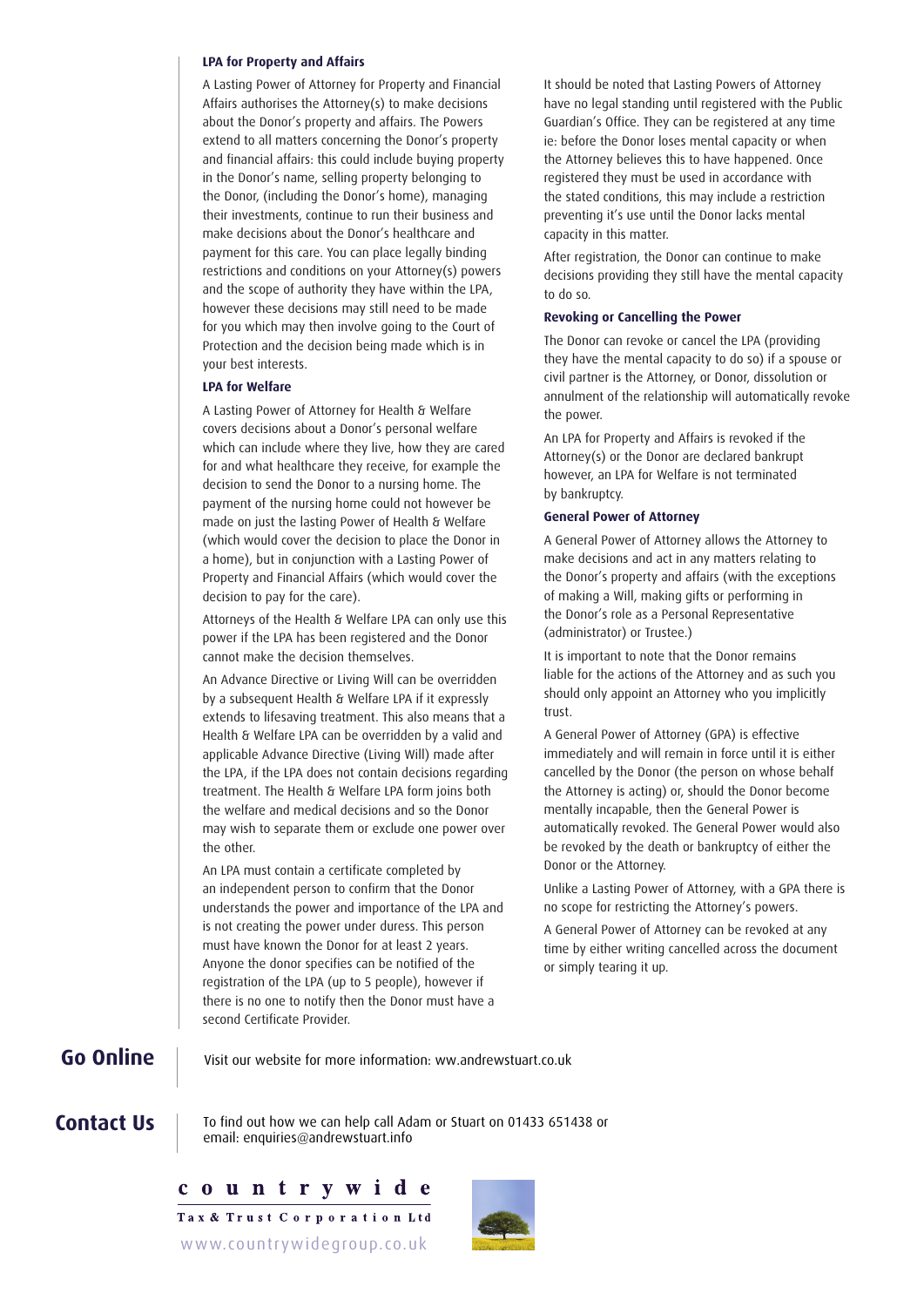### LPA for Property and Affairs

A Lasting Power of Attorney for Property and Financial Affairs authorises the Attorney(s) to make decisions about the Donor's property and affairs. The Powers extend to all matters concerning the Donor's property and financial affairs: this could include buying property in the Donor's name, selling property belonging to the Donor, (including the Donor's home), managing their investments, continue to run their business and make decisions about the Donor's healthcare and payment for this care. You can place legally binding restrictions and conditions on your Attorney(s) powers and the scope of authority they have within the LPA, however these decisions may still need to be made for you which may then involve going to the Court of Protection and the decision being made which is in your best interests.

### LPA for Welfare

A Lasting Power of Attorney for Health & Welfare covers decisions about a Donor's personal welfare which can include where they live, how they are cared for and what healthcare they receive, for example the decision to send the Donor to a nursing home. The payment of the nursing home could not however be made on just the lasting Power of Health & Welfare (which would cover the decision to place the Donor in a home), but in conjunction with a Lasting Power of Property and Financial Affairs (which would cover the decision to pay for the care).

Attorneys of the Health & Welfare LPA can only use this power if the LPA has been registered and the Donor cannot make the decision themselves.

An Advance Directive or Living Will can be overridden by a subsequent Health & Welfare LPA if it expressly extends to lifesaving treatment. This also means that a Health & Welfare LPA can be overridden by a valid and applicable Advance Directive (Living Will) made after the LPA, if the LPA does not contain decisions regarding treatment. The Health & Welfare LPA form joins both the welfare and medical decisions and so the Donor may wish to separate them or exclude one power over the other.

An LPA must contain a certificate completed by an independent person to confirm that the Donor understands the power and importance of the LPA and is not creating the power under duress. This person must have known the Donor for at least 2 years. Anyone the donor specifies can be notified of the registration of the LPA (up to 5 people), however if there is no one to notify then the Donor must have a second Certificate Provider.

It should be noted that Lasting Powers of Attorney have no legal standing until registered with the Public Guardian's Office. They can be registered at any time ie: before the Donor loses mental capacity or when the Attorney believes this to have happened. Once registered they must be used in accordance with the stated conditions, this may include a restriction preventing it's use until the Donor lacks mental capacity in this matter.

After registration, the Donor can continue to make decisions providing they still have the mental capacity to do so.

### Revoking or Cancelling the Power

The Donor can revoke or cancel the LPA (providing they have the mental capacity to do so) if a spouse or civil partner is the Attorney, or Donor, dissolution or annulment of the relationship will automatically revoke the power.

An LPA for Property and Affairs is revoked if the Attorney(s) or the Donor are declared bankrupt however, an LPA for Welfare is not terminated by bankruptcy.

### General Power of Attorney

A General Power of Attorney allows the Attorney to make decisions and act in any matters relating to the Donor's property and affairs (with the exceptions of making a Will, making gifts or performing in the Donor's role as a Personal Representative (administrator) or Trustee.)

It is important to note that the Donor remains liable for the actions of the Attorney and as such you should only appoint an Attorney who you implicitly trust.

A General Power of Attorney (GPA) is effective immediately and will remain in force until it is either cancelled by the Donor (the person on whose behalf the Attorney is acting) or, should the Donor become mentally incapable, then the General Power is automatically revoked. The General Power would also be revoked by the death or bankruptcy of either the Donor or the Attorney.

Unlike a Lasting Power of Attorney, with a GPA there is no scope for restricting the Attorney's powers.

A General Power of Attorney can be revoked at any time by either writing cancelled across the document or simply tearing it up.

## Go Online

Visit our website for more information: ww.andrewstuart.co.uk

## Contact Us

To find out how we can help call Adam or Stuart on 01433 651438 or email: enquiries@andrewstuart.info

countrywide
Tax & Trust Corporation Ltd
www.countrywidegroup.co.uk